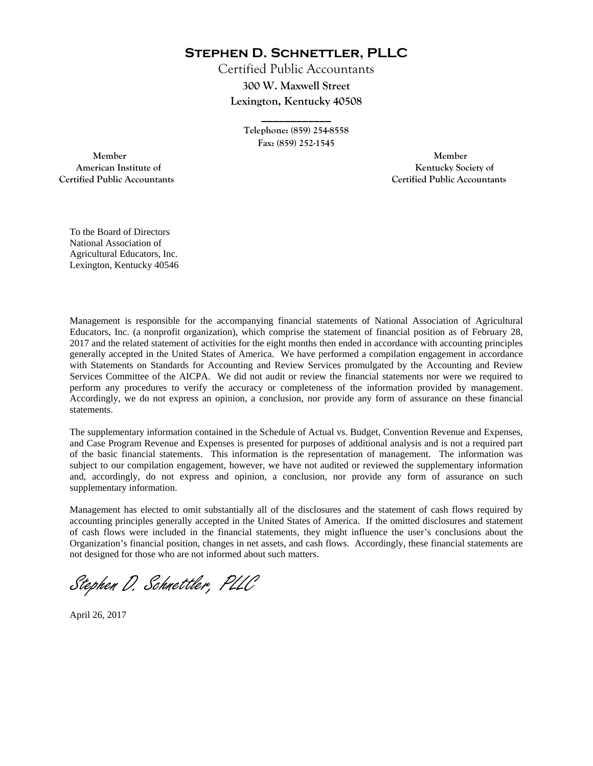# Stephen D. Schnettler, PLLC

Certified Public Accountants

**300 W. Maxwell Street**

**Lexington, Kentucky 40508**

**Telephone: (859) 254-8558**

**Fax: (859) 252-1545**

**Member**
**American Institute of**
**Certified Public Accountants**

**Member**
**Kentucky Society of**
**Certified Public Accountants**

To the Board of Directors
National Association of
Agricultural Educators, Inc.
Lexington, Kentucky 40546

Management is responsible for the accompanying financial statements of National Association of Agricultural Educators, Inc. (a nonprofit organization), which comprise the statement of financial position as of February 28, 2017 and the related statement of activities for the eight months then ended in accordance with accounting principles generally accepted in the United States of America. We have performed a compilation engagement in accordance with Statements on Standards for Accounting and Review Services promulgated by the Accounting and Review Services Committee of the AICPA. We did not audit or review the financial statements nor were we required to perform any procedures to verify the accuracy or completeness of the information provided by management. Accordingly, we do not express an opinion, a conclusion, nor provide any form of assurance on these financial statements.

The supplementary information contained in the Schedule of Actual vs. Budget, Convention Revenue and Expenses, and Case Program Revenue and Expenses is presented for purposes of additional analysis and is not a required part of the basic financial statements. This information is the representation of management. The information was subject to our compilation engagement, however, we have not audited or reviewed the supplementary information and, accordingly, do not express and opinion, a conclusion, nor provide any form of assurance on such supplementary information.

Management has elected to omit substantially all of the disclosures and the statement of cash flows required by accounting principles generally accepted in the United States of America. If the omitted disclosures and statement of cash flows were included in the financial statements, they might influence the user's conclusions about the Organization's financial position, changes in net assets, and cash flows. Accordingly, these financial statements are not designed for those who are not informed about such matters.

*Stephen D. Schnettler, PLLC*

April 26, 2017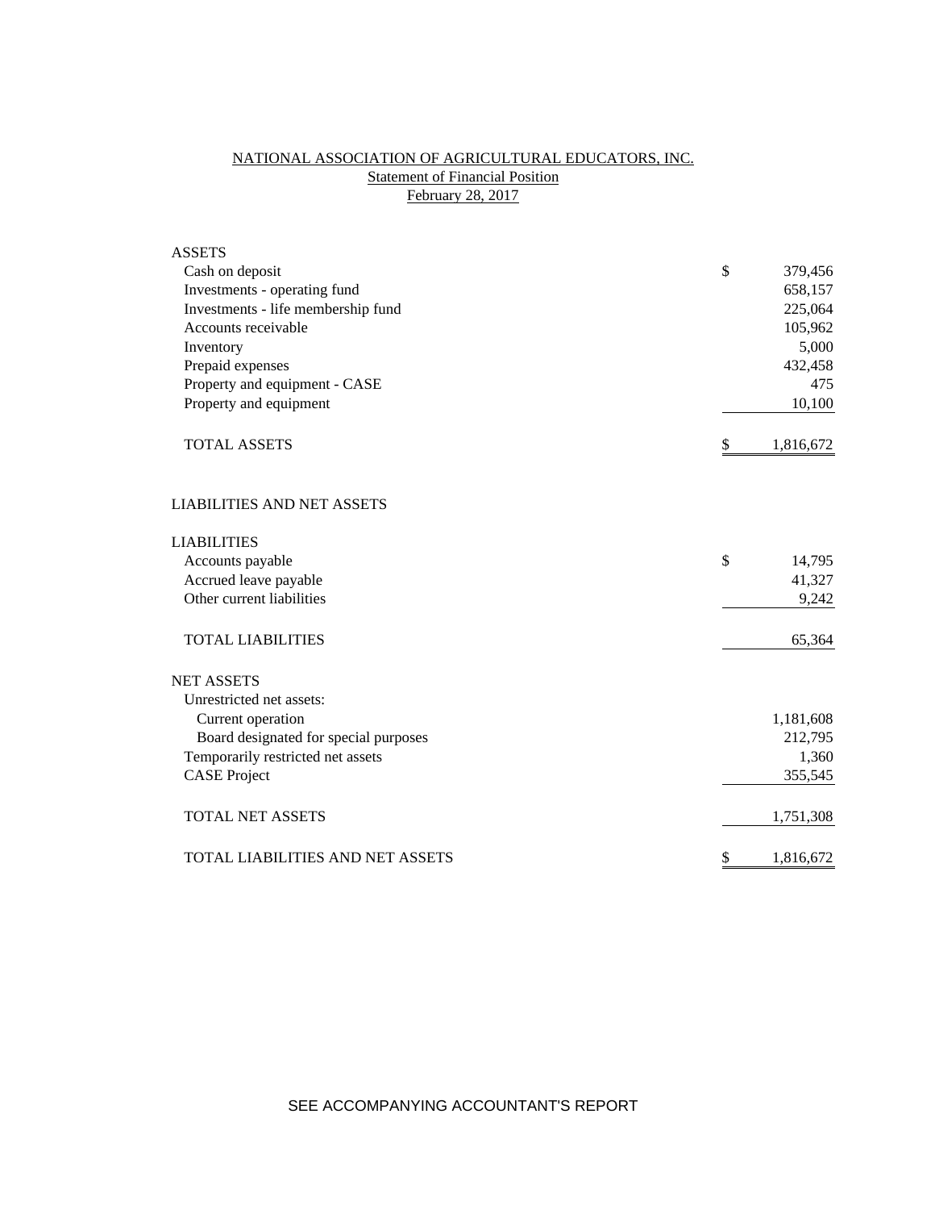# NATIONAL ASSOCIATION OF AGRICULTURAL EDUCATORS, INC.

## Statement of Financial Position

### February 28, 2017

| | | |
|---|---|---|
| **ASSETS** | | |
| Cash on deposit | $ | 379,456 |
| Investments - operating fund | | 658,157 |
| Investments - life membership fund | | 225,064 |
| Accounts receivable | | 105,962 |
| Inventory | | 5,000 |
| Prepaid expenses | | 432,458 |
| Property and equipment - CASE | | 475 |
| Property and equipment | | 10,100 |
| TOTAL ASSETS | $ | 1,816,672 |
| | | |
| **LIABILITIES AND NET ASSETS** | | |
| | | |
| **LIABILITIES** | | |
| Accounts payable | $ | 14,795 |
| Accrued leave payable | | 41,327 |
| Other current liabilities | | 9,242 |
| TOTAL LIABILITIES | | 65,364 |
| | | |
| **NET ASSETS** | | |
| Unrestricted net assets: | | |
| Current operation | | 1,181,608 |
| Board designated for special purposes | | 212,795 |
| Temporarily restricted net assets | | 1,360 |
| CASE Project | | 355,545 |
| TOTAL NET ASSETS | | 1,751,308 |
| TOTAL LIABILITIES AND NET ASSETS | $ | 1,816,672 |

SEE ACCOMPANYING ACCOUNTANT'S REPORT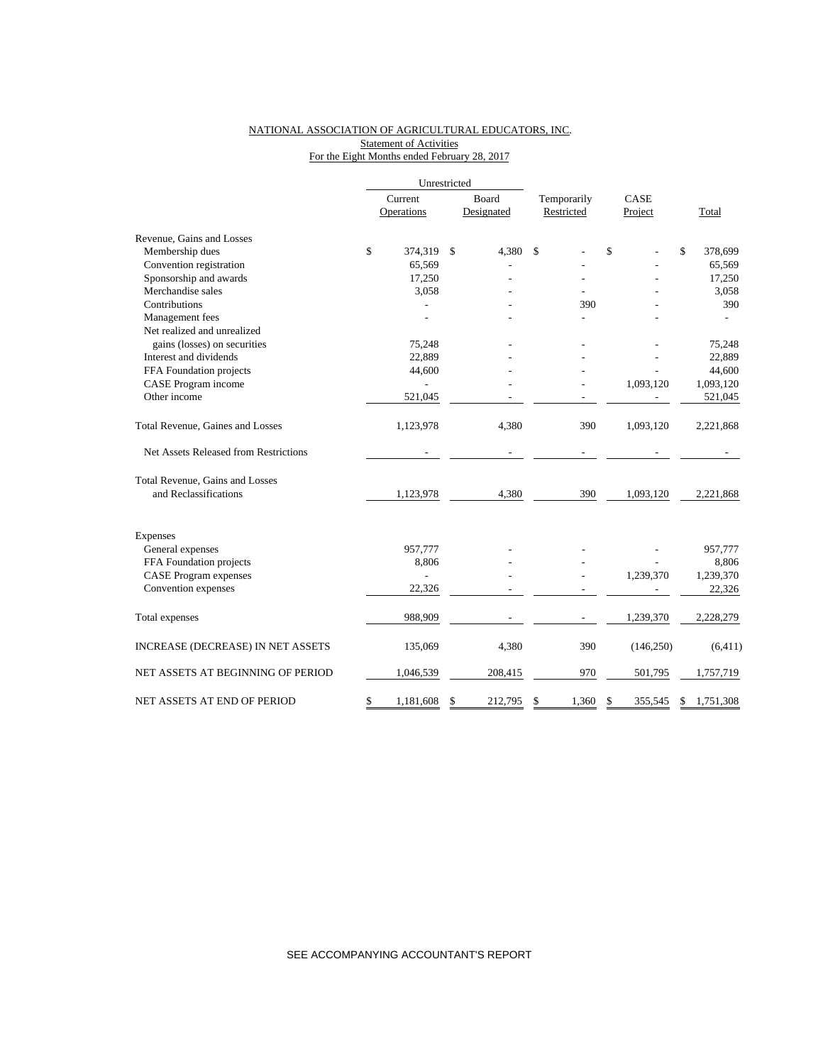NATIONAL ASSOCIATION OF AGRICULTURAL EDUCATORS, INC.
Statement of Activities
For the Eight Months ended February 28, 2017

| | Unrestricted | | | | |
|---|---|---|---|---|---|
| | Current Operations | Board Designated | Temporarily Restricted | CASE Project | Total |
| **Revenue, Gains and Losses** | | | | | |
| Membership dues | $ 374,319 | $ 4,380 | $ - | $ - | $ 378,699 |
| Convention registration | 65,569 | - | - | - | 65,569 |
| Sponsorship and awards | 17,250 | - | - | - | 17,250 |
| Merchandise sales | 3,058 | - | - | - | 3,058 |
| Contributions | - | - | 390 | - | 390 |
| Management fees | - | - | - | - | - |
| Net realized and unrealized gains (losses) on securities | 75,248 | - | - | - | 75,248 |
| Interest and dividends | 22,889 | - | - | - | 22,889 |
| FFA Foundation projects | 44,600 | - | - | - | 44,600 |
| CASE Program income | - | - | - | 1,093,120 | 1,093,120 |
| Other income | 521,045 | - | - | - | 521,045 |
| Total Revenue, Gaines and Losses | 1,123,978 | 4,380 | 390 | 1,093,120 | 2,221,868 |
| Net Assets Released from Restrictions | - | - | - | - | - |
| Total Revenue, Gains and Losses and Reclassifications | 1,123,978 | 4,380 | 390 | 1,093,120 | 2,221,868 |
| **Expenses** | | | | | |
| General expenses | 957,777 | - | - | - | 957,777 |
| FFA Foundation projects | 8,806 | - | - | - | 8,806 |
| CASE Program expenses | - | - | - | 1,239,370 | 1,239,370 |
| Convention expenses | 22,326 | - | - | - | 22,326 |
| Total expenses | 988,909 | - | - | 1,239,370 | 2,228,279 |
| INCREASE (DECREASE) IN NET ASSETS | 135,069 | 4,380 | 390 | (146,250) | (6,411) |
| NET ASSETS AT BEGINNING OF PERIOD | 1,046,539 | 208,415 | 970 | 501,795 | 1,757,719 |
| NET ASSETS AT END OF PERIOD | $ 1,181,608 | $ 212,795 | $ 1,360 | $ 355,545 | $ 1,751,308 |

SEE ACCOMPANYING ACCOUNTANT'S REPORT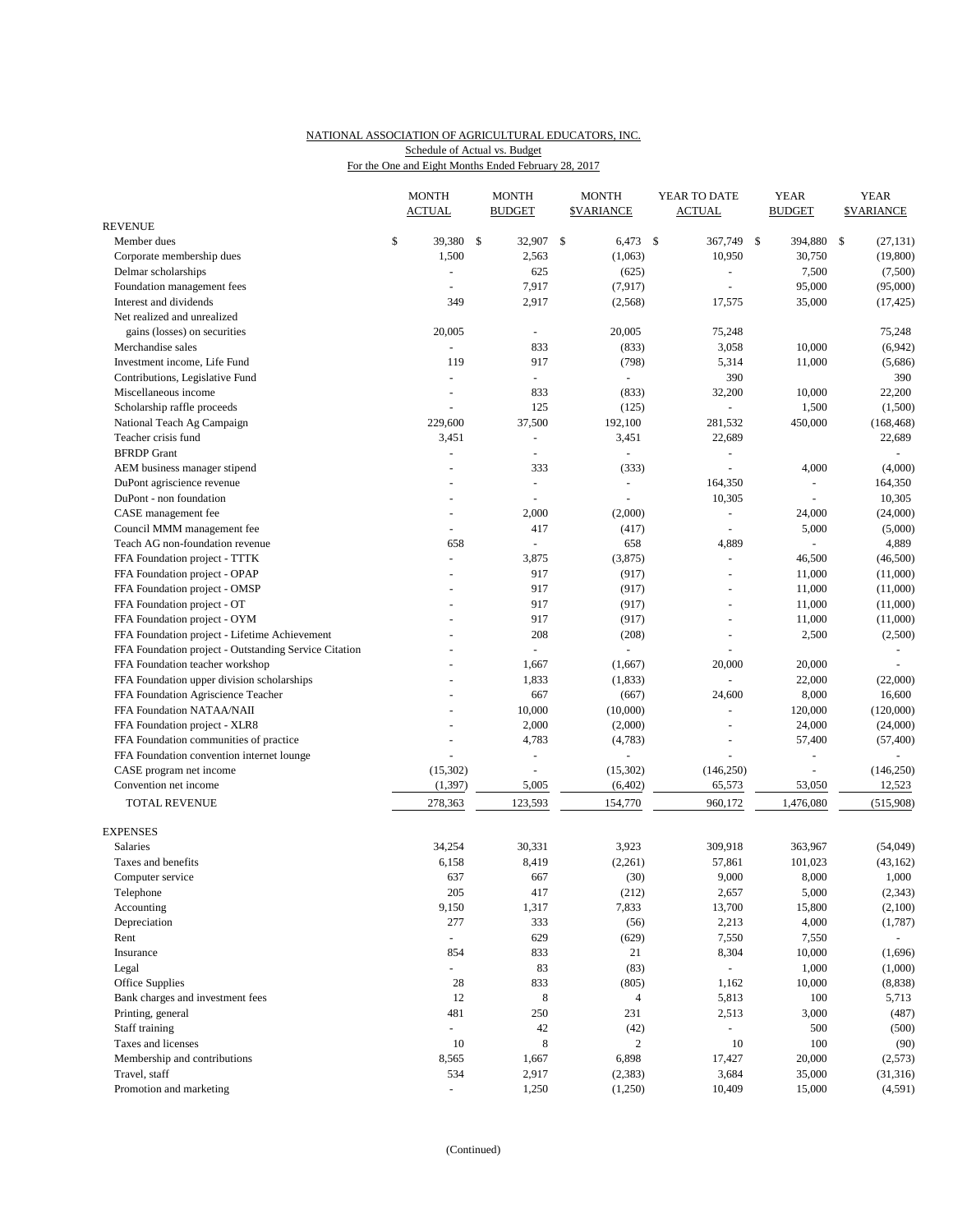NATIONAL ASSOCIATION OF AGRICULTURAL EDUCATORS, INC.
Schedule of Actual vs. Budget
For the One and Eight Months Ended February 28, 2017

| | MONTH ACTUAL | MONTH BUDGET | MONTH $VARIANCE | YEAR TO DATE ACTUAL | YEAR BUDGET | YEAR $VARIANCE |
|---|---|---|---|---|---|---|
| REVENUE | | | | | | |
| Member dues | $ 39,380 | $ 32,907 | $ 6,473 | $ 367,749 | $ 394,880 | $ (27,131) |
| Corporate membership dues | 1,500 | 2,563 | (1,063) | 10,950 | 30,750 | (19,800) |
| Delmar scholarships | - | 625 | (625) | - | 7,500 | (7,500) |
| Foundation management fees | - | 7,917 | (7,917) | - | 95,000 | (95,000) |
| Interest and dividends | 349 | 2,917 | (2,568) | 17,575 | 35,000 | (17,425) |
| Net realized and unrealized gains (losses) on securities | 20,005 | - | 20,005 | 75,248 | | 75,248 |
| Merchandise sales | - | 833 | (833) | 3,058 | 10,000 | (6,942) |
| Investment income, Life Fund | 119 | 917 | (798) | 5,314 | 11,000 | (5,686) |
| Contributions, Legislative Fund | - | - | - | 390 | | 390 |
| Miscellaneous income | - | 833 | (833) | 32,200 | 10,000 | 22,200 |
| Scholarship raffle proceeds | - | 125 | (125) | - | 1,500 | (1,500) |
| National Teach Ag Campaign | 229,600 | 37,500 | 192,100 | 281,532 | 450,000 | (168,468) |
| Teacher crisis fund | 3,451 | - | 3,451 | 22,689 | | 22,689 |
| BFRDP Grant | - | - | - | - | | - |
| AEM business manager stipend | - | 333 | (333) | - | 4,000 | (4,000) |
| DuPont agriscience revenue | - | - | - | 164,350 | - | 164,350 |
| DuPont - non foundation | - | - | - | 10,305 | - | 10,305 |
| CASE management fee | - | 2,000 | (2,000) | - | 24,000 | (24,000) |
| Council MMM management fee | - | 417 | (417) | - | 5,000 | (5,000) |
| Teach AG non-foundation revenue | 658 | - | 658 | 4,889 | - | 4,889 |
| FFA Foundation project - TTTK | - | 3,875 | (3,875) | - | 46,500 | (46,500) |
| FFA Foundation project - OPAP | - | 917 | (917) | - | 11,000 | (11,000) |
| FFA Foundation project - OMSP | - | 917 | (917) | - | 11,000 | (11,000) |
| FFA Foundation project - OT | - | 917 | (917) | - | 11,000 | (11,000) |
| FFA Foundation project - OYM | - | 917 | (917) | - | 11,000 | (11,000) |
| FFA Foundation project - Lifetime Achievement | - | 208 | (208) | - | 2,500 | (2,500) |
| FFA Foundation project - Outstanding Service Citation | - | - | - | - | | - |
| FFA Foundation teacher workshop | - | 1,667 | (1,667) | 20,000 | 20,000 | - |
| FFA Foundation upper division scholarships | - | 1,833 | (1,833) | - | 22,000 | (22,000) |
| FFA Foundation Agriscience Teacher | - | 667 | (667) | 24,600 | 8,000 | 16,600 |
| FFA Foundation NATAA/NAII | - | 10,000 | (10,000) | - | 120,000 | (120,000) |
| FFA Foundation project - XLR8 | - | 2,000 | (2,000) | - | 24,000 | (24,000) |
| FFA Foundation communities of practice | - | 4,783 | (4,783) | - | 57,400 | (57,400) |
| FFA Foundation convention internet lounge | - | - | - | - | - | - |
| CASE program net income | (15,302) | - | (15,302) | (146,250) | - | (146,250) |
| Convention net income | (1,397) | 5,005 | (6,402) | 65,573 | 53,050 | 12,523 |
| TOTAL REVENUE | 278,363 | 123,593 | 154,770 | 960,172 | 1,476,080 | (515,908) |
| EXPENSES | | | | | | |
| Salaries | 34,254 | 30,331 | 3,923 | 309,918 | 363,967 | (54,049) |
| Taxes and benefits | 6,158 | 8,419 | (2,261) | 57,861 | 101,023 | (43,162) |
| Computer service | 637 | 667 | (30) | 9,000 | 8,000 | 1,000 |
| Telephone | 205 | 417 | (212) | 2,657 | 5,000 | (2,343) |
| Accounting | 9,150 | 1,317 | 7,833 | 13,700 | 15,800 | (2,100) |
| Depreciation | 277 | 333 | (56) | 2,213 | 4,000 | (1,787) |
| Rent | - | 629 | (629) | 7,550 | 7,550 | - |
| Insurance | 854 | 833 | 21 | 8,304 | 10,000 | (1,696) |
| Legal | - | 83 | (83) | - | 1,000 | (1,000) |
| Office Supplies | 28 | 833 | (805) | 1,162 | 10,000 | (8,838) |
| Bank charges and investment fees | 12 | 8 | 4 | 5,813 | 100 | 5,713 |
| Printing, general | 481 | 250 | 231 | 2,513 | 3,000 | (487) |
| Staff training | - | 42 | (42) | - | 500 | (500) |
| Taxes and licenses | 10 | 8 | 2 | 10 | 100 | (90) |
| Membership and contributions | 8,565 | 1,667 | 6,898 | 17,427 | 20,000 | (2,573) |
| Travel, staff | 534 | 2,917 | (2,383) | 3,684 | 35,000 | (31,316) |
| Promotion and marketing | - | 1,250 | (1,250) | 10,409 | 15,000 | (4,591) |

(Continued)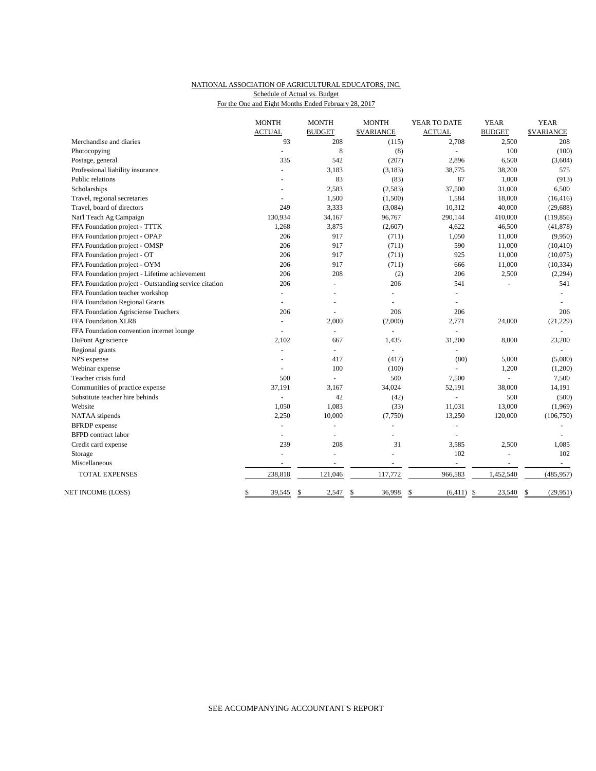NATIONAL ASSOCIATION OF AGRICULTURAL EDUCATORS, INC.
Schedule of Actual vs. Budget
For the One and Eight Months Ended February 28, 2017

| | MONTH ACTUAL | MONTH BUDGET | MONTH $VARIANCE | YEAR TO DATE ACTUAL | YEAR BUDGET | YEAR $VARIANCE |
|---|---|---|---|---|---|---|
| Merchandise and diaries | 93 | 208 | (115) | 2,708 | 2,500 | 208 |
| Photocopying | - | 8 | (8) | - | 100 | (100) |
| Postage, general | 335 | 542 | (207) | 2,896 | 6,500 | (3,604) |
| Professional liability insurance | - | 3,183 | (3,183) | 38,775 | 38,200 | 575 |
| Public relations | - | 83 | (83) | 87 | 1,000 | (913) |
| Scholarships | - | 2,583 | (2,583) | 37,500 | 31,000 | 6,500 |
| Travel, regional secretaries | - | 1,500 | (1,500) | 1,584 | 18,000 | (16,416) |
| Travel, board of directors | 249 | 3,333 | (3,084) | 10,312 | 40,000 | (29,688) |
| Nat'l Teach Ag Campaign | 130,934 | 34,167 | 96,767 | 290,144 | 410,000 | (119,856) |
| FFA Foundation project - TTTK | 1,268 | 3,875 | (2,607) | 4,622 | 46,500 | (41,878) |
| FFA Foundation project - OPAP | 206 | 917 | (711) | 1,050 | 11,000 | (9,950) |
| FFA Foundation project - OMSP | 206 | 917 | (711) | 590 | 11,000 | (10,410) |
| FFA Foundation project - OT | 206 | 917 | (711) | 925 | 11,000 | (10,075) |
| FFA Foundation project - OYM | 206 | 917 | (711) | 666 | 11,000 | (10,334) |
| FFA Foundation project - Lifetime achievement | 206 | 208 | (2) | 206 | 2,500 | (2,294) |
| FFA Foundation project - Outstanding service citation | 206 | - | 206 | 541 | - | 541 |
| FFA Foundation teacher workshop | - | - | - | - | | - |
| FFA Foundation Regional Grants | - | - | - | - | | - |
| FFA Foundation Agrisciense Teachers | 206 | - | 206 | 206 | | 206 |
| FFA Foundation XLR8 | - | 2,000 | (2,000) | 2,771 | 24,000 | (21,229) |
| FFA Foundation convention internet lounge | - | - | - | - | | - |
| DuPont Agriscience | 2,102 | 667 | 1,435 | 31,200 | 8,000 | 23,200 |
| Regional grants | - | - | - | - | | - |
| NPS expense | - | 417 | (417) | (80) | 5,000 | (5,080) |
| Webinar expense | - | 100 | (100) | - | 1,200 | (1,200) |
| Teacher crisis fund | 500 | - | 500 | 7,500 | - | 7,500 |
| Communities of practice expense | 37,191 | 3,167 | 34,024 | 52,191 | 38,000 | 14,191 |
| Substitute teacher hire behinds | - | 42 | (42) | - | 500 | (500) |
| Website | 1,050 | 1,083 | (33) | 11,031 | 13,000 | (1,969) |
| NATAA stipends | 2,250 | 10,000 | (7,750) | 13,250 | 120,000 | (106,750) |
| BFRDP expense | - | - | - | - | | - |
| BFPD contract labor | - | - | - | - | | - |
| Credit card expense | 239 | 208 | 31 | 3,585 | 2,500 | 1,085 |
| Storage | - | - | - | 102 | - | 102 |
| Miscellaneous | - | - | - | - | - | - |
| TOTAL EXPENSES | 238,818 | 121,046 | 117,772 | 966,583 | 1,452,540 | (485,957) |
| NET INCOME (LOSS) | $ 39,545 | $ 2,547 | $ 36,998 | $ (6,411) | $ 23,540 | $ (29,951) |

SEE ACCOMPANYING ACCOUNTANT'S REPORT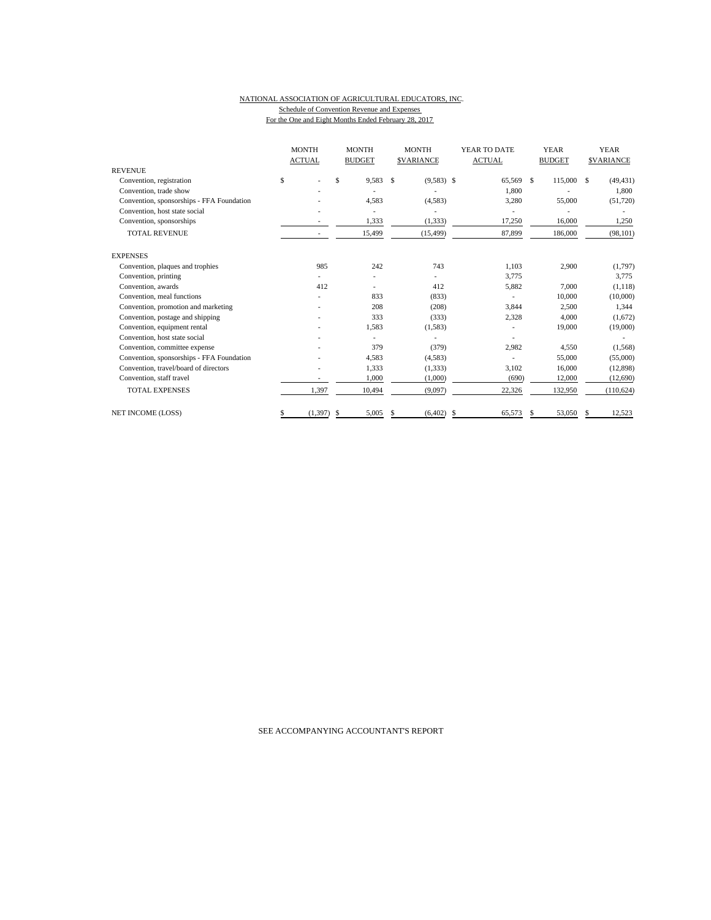NATIONAL ASSOCIATION OF AGRICULTURAL EDUCATORS, INC.

Schedule of Convention Revenue and Expenses

For the One and Eight Months Ended February 28, 2017

| | MONTH ACTUAL | MONTH BUDGET | MONTH $VARIANCE | YEAR TO DATE ACTUAL | YEAR BUDGET | YEAR $VARIANCE |
|---|---|---|---|---|---|---|
| REVENUE | | | | | | |
| Convention, registration | $ - | $ 9,583 | $ (9,583) | $ 65,569 | $ 115,000 | $ (49,431) |
| Convention, trade show | - | - | - | 1,800 | - | 1,800 |
| Convention, sponsorships - FFA Foundation | - | 4,583 | (4,583) | 3,280 | 55,000 | (51,720) |
| Convention, host state social | - | - | - | - | - | - |
| Convention, sponsorships | - | 1,333 | (1,333) | 17,250 | 16,000 | 1,250 |
| TOTAL REVENUE | - | 15,499 | (15,499) | 87,899 | 186,000 | (98,101) |
| EXPENSES | | | | | | |
| Convention, plaques and trophies | 985 | 242 | 743 | 1,103 | 2,900 | (1,797) |
| Convention, printing | - | - | - | 3,775 | | 3,775 |
| Convention, awards | 412 | - | 412 | 5,882 | 7,000 | (1,118) |
| Convention, meal functions | - | 833 | (833) | - | 10,000 | (10,000) |
| Convention, promotion and marketing | - | 208 | (208) | 3,844 | 2,500 | 1,344 |
| Convention, postage and shipping | - | 333 | (333) | 2,328 | 4,000 | (1,672) |
| Convention, equipment rental | - | 1,583 | (1,583) | - | 19,000 | (19,000) |
| Convention, host state social | - | - | - | - | | - |
| Convention, committee expense | - | 379 | (379) | 2,982 | 4,550 | (1,568) |
| Convention, sponsorships - FFA Foundation | - | 4,583 | (4,583) | - | 55,000 | (55,000) |
| Convention, travel/board of directors | - | 1,333 | (1,333) | 3,102 | 16,000 | (12,898) |
| Convention, staff travel | - | 1,000 | (1,000) | (690) | 12,000 | (12,690) |
| TOTAL EXPENSES | 1,397 | 10,494 | (9,097) | 22,326 | 132,950 | (110,624) |
| NET INCOME (LOSS) | $ (1,397) | $ 5,005 | $ (6,402) | $ 65,573 | $ 53,050 | $ 12,523 |

SEE ACCOMPANYING ACCOUNTANT'S REPORT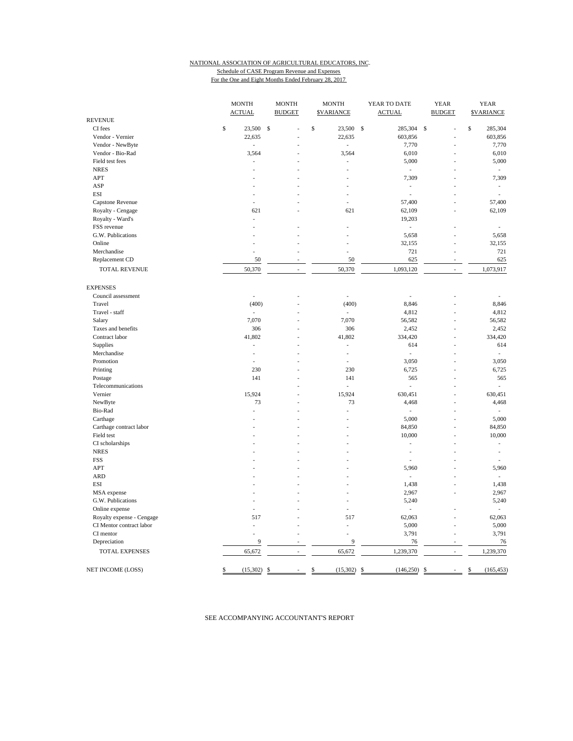NATIONAL ASSOCIATION OF AGRICULTURAL EDUCATORS, INC.

Schedule of CASE Program Revenue and Expenses

For the One and Eight Months Ended February 28, 2017

| | MONTH ACTUAL | MONTH BUDGET | MONTH $VARIANCE | YEAR TO DATE ACTUAL | YEAR BUDGET | YEAR $VARIANCE |
|---|---|---|---|---|---|---|
| REVENUE | | | | | | |
| CI fees | $ 23,500 | $ - | $ 23,500 | $ 285,304 | $ - | $ 285,304 |
| Vendor - Vernier | 22,635 | - | 22,635 | 603,856 | - | 603,856 |
| Vendor - NewByte | - | - | - | 7,770 | - | 7,770 |
| Vendor - Bio-Rad | 3,564 | - | 3,564 | 6,010 | - | 6,010 |
| Field test fees | - | - | - | 5,000 | - | 5,000 |
| NRES | - | - | - | - | - | - |
| APT | - | - | - | 7,309 | - | 7,309 |
| ASP | - | - | - | - | - | - |
| ESI | - | - | - | - | - | - |
| Capstone Revenue | - | - | - | 57,400 | - | 57,400 |
| Royalty - Cengage | 621 | - | 621 | 62,109 | - | 62,109 |
| Royalty - Ward's | - | | | 19,203 | | |
| FSS revenue | - | - | - | - | - | - |
| G.W. Publications | - | - | - | 5,658 | - | 5,658 |
| Online | - | - | - | 32,155 | - | 32,155 |
| Merchandise | - | - | - | 721 | - | 721 |
| Replacement CD | 50 | - | 50 | 625 | - | 625 |
| TOTAL REVENUE | 50,370 | - | 50,370 | 1,093,120 | - | 1,073,917 |
| EXPENSES | | | | | | |
| Council assessment | - | - | - | - | - | - |
| Travel | (400) | - | (400) | 8,846 | - | 8,846 |
| Travel - staff | - | - | - | 4,812 | - | 4,812 |
| Salary | 7,070 | - | 7,070 | 56,582 | - | 56,582 |
| Taxes and benefits | 306 | - | 306 | 2,452 | - | 2,452 |
| Contract labor | 41,802 | - | 41,802 | 334,420 | - | 334,420 |
| Supplies | - | - | - | 614 | - | 614 |
| Merchandise | - | - | - | - | - | - |
| Promotion | - | - | - | 3,050 | - | 3,050 |
| Printing | 230 | - | 230 | 6,725 | - | 6,725 |
| Postage | 141 | - | 141 | 565 | - | 565 |
| Telecommunications | | - | - | - | - | - |
| Vernier | 15,924 | - | 15,924 | 630,451 | - | 630,451 |
| NewByte | 73 | - | 73 | 4,468 | - | 4,468 |
| Bio-Rad | - | - | - | - | - | - |
| Carthage | - | - | - | 5,000 | - | 5,000 |
| Carthage contract labor | - | - | - | 84,850 | - | 84,850 |
| Field test | - | - | - | 10,000 | - | 10,000 |
| CI scholarships | - | - | - | - | - | - |
| NRES | - | - | - | - | - | - |
| FSS | - | - | - | - | - | - |
| APT | - | - | - | 5,960 | - | 5,960 |
| ARD | - | - | - | - | - | - |
| ESI | - | - | - | 1,438 | - | 1,438 |
| MSA expense | - | - | - | 2,967 | - | 2,967 |
| G.W. Publications | - | - | - | 5,240 | | 5,240 |
| Online expense | - | - | - | - | - | - |
| Royalty expense - Cengage | 517 | - | 517 | 62,063 | - | 62,063 |
| CI Mentor contract labor | - | - | - | 5,000 | - | 5,000 |
| CI mentor | - | - | - | 3,791 | - | 3,791 |
| Depreciation | 9 | - | 9 | 76 | - | 76 |
| TOTAL EXPENSES | 65,672 | - | 65,672 | 1,239,370 | - | 1,239,370 |
| NET INCOME (LOSS) | $ (15,302) | $ - | $ (15,302) | $ (146,250) | $ - | $ (165,453) |

SEE ACCOMPANYING ACCOUNTANT'S REPORT